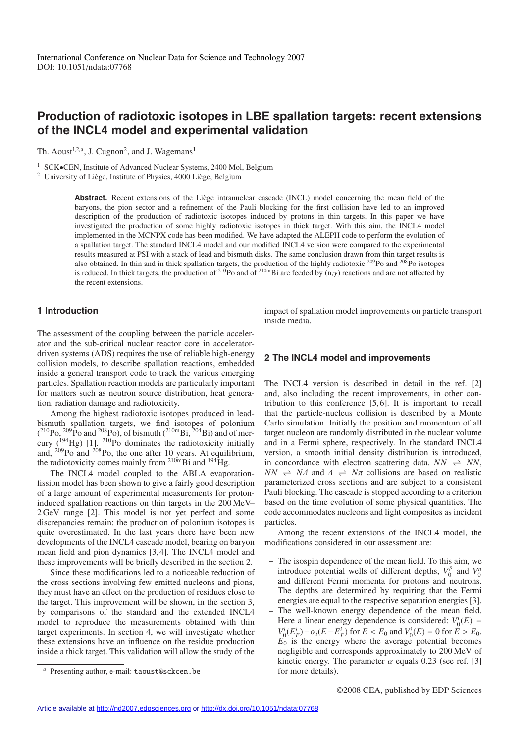International Conference on Nuclear Data for Science and Technology 2007
DOI: 10.1051/ndata:07768

# Production of radiotoxic isotopes in LBE spallation targets: recent extensions of the INCL4 model and experimental validation

Th. Aoust[1,2,a], J. Cugnon[2], and J. Wagemans[1]

[1] SCK•CEN, Institute of Advanced Nuclear Systems, 2400 Mol, Belgium
[2] University of Liège, Institute of Physics, 4000 Liège, Belgium

**Abstract.** Recent extensions of the Liège intranuclear cascade (INCL) model concerning the mean field of the baryons, the pion sector and a refinement of the Pauli blocking for the first collision have led to an improved description of the production of radiotoxic isotopes induced by protons in thin targets. In this paper we have investigated the production of some highly radiotoxic isotopes in thick target. With this aim, the INCL4 model implemented in the MCNPX code has been modified. We have adapted the ALEPH code to perform the evolution of a spallation target. The standard INCL4 model and our modified INCL4 version were compared to the experimental results measured at PSI with a stack of lead and bismuth disks. The same conclusion drawn from thin target results is also obtained. In thin and in thick spallation targets, the production of the highly radiotoxic $^{209}$Po and $^{208}$Po isotopes is reduced. In thick targets, the production of $^{210}$Po and of $^{210m}$Bi are feeded by (n,$\gamma$) reactions and are not affected by the recent extensions.

## 1 Introduction

The assessment of the coupling between the particle accelerator and the sub-critical nuclear reactor core in accelerator-driven systems (ADS) requires the use of reliable high-energy collision models, to describe spallation reactions, embedded inside a general transport code to track the various emerging particles. Spallation reaction models are particularly important for matters such as neutron source distribution, heat generation, radiation damage and radiotoxicity.

Among the highest radiotoxic isotopes produced in lead-bismuth spallation targets, we find isotopes of polonium ($^{210}$Po, $^{209}$Po and $^{208}$Po), of bismuth ($^{210m}$Bi, $^{204}$Bi) and of mercury ($^{194}$Hg) [1]. $^{210}$Po dominates the radiotoxicity initially and, $^{209}$Po and $^{208}$Po, the one after 10 years. At equilibrium, the radiotoxicity comes mainly from $^{210m}$Bi and $^{194}$Hg.

The INCL4 model coupled to the ABLA evaporation-fission model has been shown to give a fairly good description of a large amount of experimental measurements for proton-induced spallation reactions on thin targets in the 200 MeV–2 GeV range [2]. This model is not yet perfect and some discrepancies remain: the production of polonium isotopes is quite overestimated. In the last years there have been new developments of the INCL4 cascade model, bearing on baryon mean field and pion dynamics [3,4]. The INCL4 model and these improvements will be briefly described in the section 2.

Since these modifications led to a noticeable reduction of the cross sections involving few emitted nucleons and pions, they must have an effect on the production of residues close to the target. This improvement will be shown, in the section 3, by comparisons of the standard and the extended INCL4 model to reproduce the measurements obtained with thin target experiments. In section 4, we will investigate whether these extensions have an influence on the residue production inside a thick target. This validation will allow the study of the impact of spallation model improvements on particle transport inside media.

## 2 The INCL4 model and improvements

The INCL4 version is described in detail in the ref. [2] and, also including the recent improvements, in other contribution to this conference [5,6]. It is important to recall that the particle-nucleus collision is described by a Monte Carlo simulation. Initially the position and momentum of all target nucleon are randomly distributed in the nuclear volume and in a Fermi sphere, respectively. In the standard INCL4 version, a smooth initial density distribution is introduced, in concordance with electron scattering data. $NN \rightleftharpoons NN$, $NN \rightleftharpoons N\Delta$ and $\Delta \rightleftharpoons N\pi$ collisions are based on realistic parameterized cross sections and are subject to a consistent Pauli blocking. The cascade is stopped according to a criterion based on the time evolution of some physical quantities. The code accommodates nucleons and light composites as incident particles.

Among the recent extensions of the INCL4 model, the modifications considered in our assessment are:

- The isospin dependence of the mean field. To this aim, we introduce potential wells of different depths, $V_0^p$ and $V_0^n$ and different Fermi momenta for protons and neutrons. The depths are determined by requiring that the Fermi energies are equal to the respective separation energies [3].
- The well-known energy dependence of the mean field. Here a linear energy dependence is considered: $V_0^i(E) = V_0^i(E_F^i) - \alpha_i(E - E_F^i)$ for $E < E_0$ and $V_0^i(E) = 0$ for $E > E_0$. $E_0$ is the energy where the average potential becomes negligible and corresponds approximately to 200 MeV of kinetic energy. The parameter $\alpha$ equals 0.23 (see ref. [3] for more details).

[a] Presenting author, e-mail: taoust@sckcen.be

©2008 CEA, published by EDP Sciences

Article available at http://nd2007.edpsciences.org or http://dx.doi.org/10.1051/ndata:07768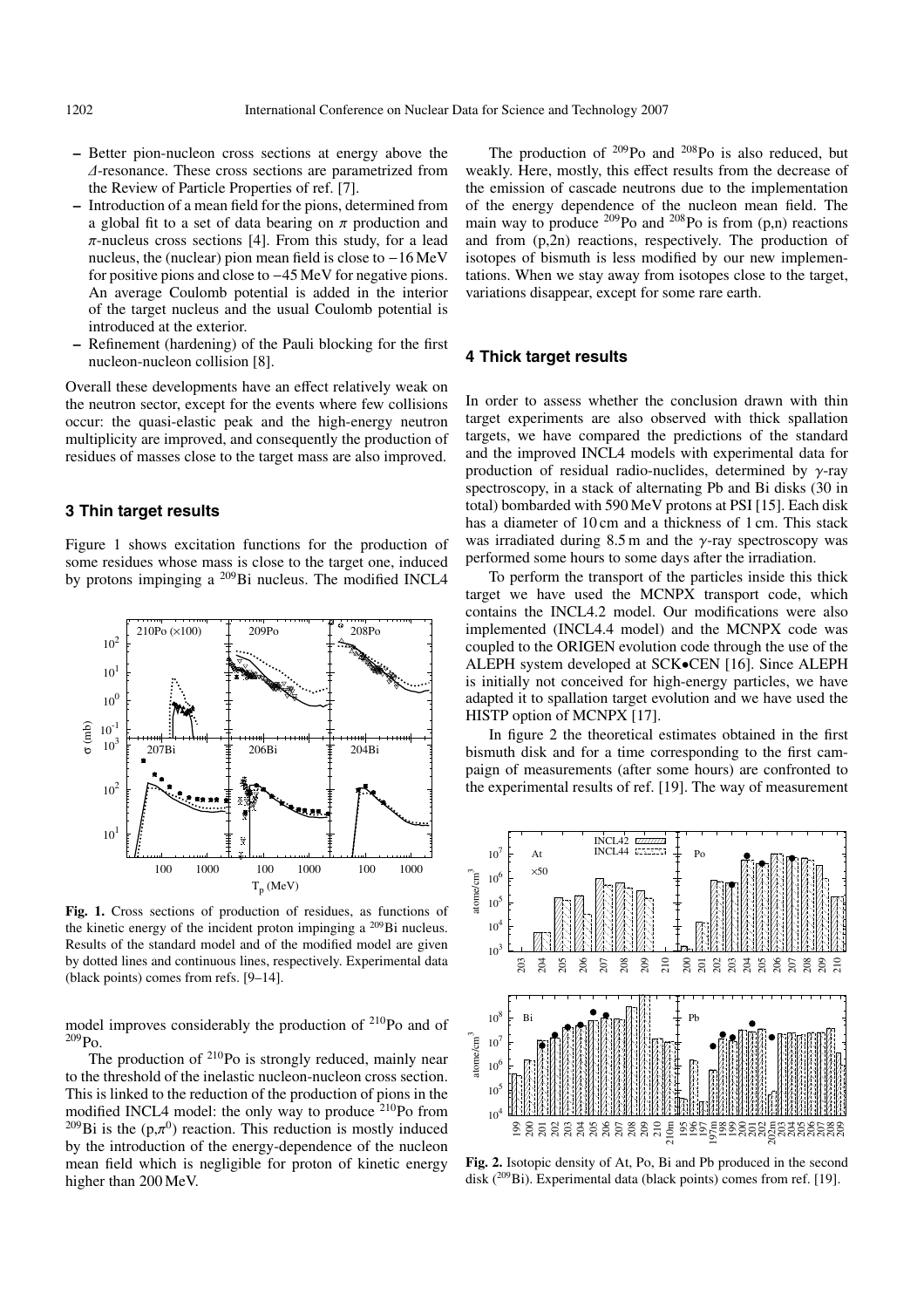- Better pion-nucleon cross sections at energy above the $\Delta$-resonance. These cross sections are parametrized from the Review of Particle Properties of ref. [7].
- Introduction of a mean field for the pions, determined from a global fit to a set of data bearing on $\pi$ production and $\pi$-nucleus cross sections [4]. From this study, for a lead nucleus, the (nuclear) pion mean field is close to $-16$ MeV for positive pions and close to $-45$ MeV for negative pions. An average Coulomb potential is added in the interior of the target nucleus and the usual Coulomb potential is introduced at the exterior.
- Refinement (hardening) of the Pauli blocking for the first nucleon-nucleon collision [8].

Overall these developments have an effect relatively weak on the neutron sector, except for the events where few collisions occur: the quasi-elastic peak and the high-energy neutron multiplicity are improved, and consequently the production of residues of masses close to the target mass are also improved.

## 3 Thin target results

Figure 1 shows excitation functions for the production of some residues whose mass is close to the target one, induced by protons impinging a $^{209}$Bi nucleus. The modified INCL4 model improves considerably the production of $^{210}$Po and of $^{209}$Po.

**Fig. 1.** Cross sections of production of residues, as functions of the kinetic energy of the incident proton impinging a $^{209}$Bi nucleus. Results of the standard model and of the modified model are given by dotted lines and continuous lines, respectively. Experimental data (black points) comes from refs. [9–14].

The production of $^{210}$Po is strongly reduced, mainly near to the threshold of the inelastic nucleon-nucleon cross section. This is linked to the reduction of the production of pions in the modified INCL4 model: the only way to produce $^{210}$Po from $^{209}$Bi is the $(p,\pi^0)$ reaction. This reduction is mostly induced by the introduction of the energy-dependence of the nucleon mean field which is negligible for proton of kinetic energy higher than 200 MeV.

The production of $^{209}$Po and $^{208}$Po is also reduced, but weakly. Here, mostly, this effect results from the decrease of the emission of cascade neutrons due to the implementation of the energy dependence of the nucleon mean field. The main way to produce $^{209}$Po and $^{208}$Po is from (p,n) reactions and from (p,2n) reactions, respectively. The production of isotopes of bismuth is less modified by our new implementations. When we stay away from isotopes close to the target, variations disappear, except for some rare earth.

## 4 Thick target results

In order to assess whether the conclusion drawn with thin target experiments are also observed with thick spallation targets, we have compared the predictions of the standard and the improved INCL4 models with experimental data for production of residual radio-nuclides, determined by $\gamma$-ray spectroscopy, in a stack of alternating Pb and Bi disks (30 in total) bombarded with 590 MeV protons at PSI [15]. Each disk has a diameter of 10 cm and a thickness of 1 cm. This stack was irradiated during 8.5 m and the $\gamma$-ray spectroscopy was performed some hours to some days after the irradiation.

To perform the transport of the particles inside this thick target we have used the MCNPX transport code, which contains the INCL4.2 model. Our modifications were also implemented (INCL4.4 model) and the MCNPX code was coupled to the ORIGEN evolution code through the use of the ALEPH system developed at SCK•CEN [16]. Since ALEPH is initially not conceived for high-energy particles, we have adapted it to spallation target evolution and we have used the HISTP option of MCNPX [17].

In figure 2 the theoretical estimates obtained in the first bismuth disk and for a time corresponding to the first campaign of measurements (after some hours) are confronted to the experimental results of ref. [19]. The way of measurement

**Fig. 2.** Isotopic density of At, Po, Bi and Pb produced in the second disk ($^{209}$Bi). Experimental data (black points) comes from ref. [19].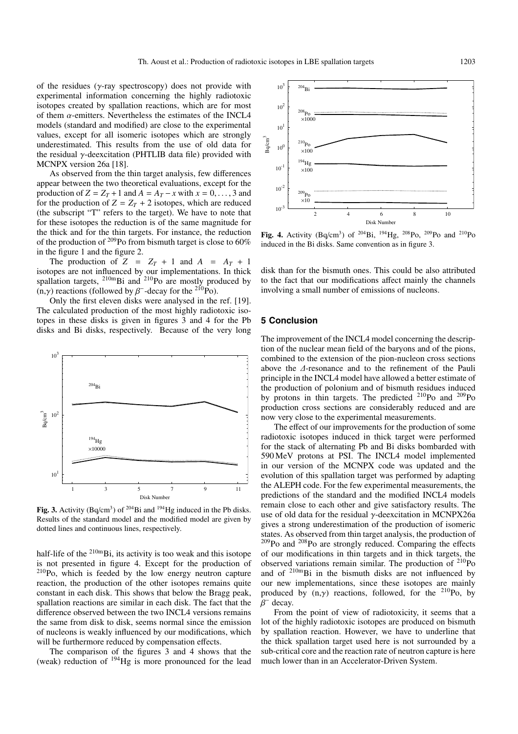of the residues ($\gamma$-ray spectroscopy) does not provide with experimental information concerning the highly radiotoxic isotopes created by spallation reactions, which are for most of them $\alpha$-emitters. Nevertheless the estimates of the INCL4 models (standard and modified) are close to the experimental values, except for all isomeric isotopes which are strongly underestimated. This results from the use of old data for the residual $\gamma$-deexcitation (PHTLIB data file) provided with MCNPX version 26a [18].

As observed from the thin target analysis, few differences appear between the two theoretical evaluations, except for the production of $Z = Z_T + 1$ and $A = A_T - x$ with $x = 0, \ldots, 3$ and for the production of $Z = Z_T + 2$ isotopes, which are reduced (the subscript "T" refers to the target). We have to note that for these isotopes the reduction is of the same magnitude for the thick and for the thin targets. For instance, the reduction of the production of $^{209}$Po from bismuth target is close to 60% in the figure 1 and the figure 2.

The production of $Z = Z_T + 1$ and $A = A_T + 1$ isotopes are not influenced by our implementations. In thick spallation targets, $^{210m}$Bi and $^{210}$Po are mostly produced by (n,$\gamma$) reactions (followed by $\beta^-$-decay for the $^{210}$Po).

Only the first eleven disks were analysed in the ref. [19]. The calculated production of the most highly radiotoxic isotopes in these disks is given in figures 3 and 4 for the Pb disks and Bi disks, respectively. Because of the very long half-life of the $^{210m}$Bi, its activity is too weak and this isotope is not presented in figure 4. Except for the production of $^{210}$Po, which is feeded by the low energy neutron capture reaction, the production of the other isotopes remains quite constant in each disk. This shows that below the Bragg peak, spallation reactions are similar in each disk. The fact that the difference observed between the two INCL4 versions remains the same from disk to disk, seems normal since the emission of nucleons is weakly influenced by our modifications, which will be furthermore reduced by compensation effects.

**Fig. 3.** Activity (Bq/cm$^3$) of $^{204}$Bi and $^{194}$Hg induced in the Pb disks. Results of the standard model and the modified model are given by dotted lines and continuous lines, respectively.

The comparison of the figures 3 and 4 shows that the (weak) reduction of $^{194}$Hg is more pronounced for the lead disk than for the bismuth ones. This could be also attributed to the fact that our modifications affect mainly the channels involving a small number of emissions of nucleons.

**Fig. 4.** Activity (Bq/cm$^3$) of $^{204}$Bi, $^{194}$Hg, $^{208}$Po, $^{209}$Po and $^{210}$Po induced in the Bi disks. Same convention as in figure 3.

## 5 Conclusion

The improvement of the INCL4 model concerning the description of the nuclear mean field of the baryons and of the pions, combined to the extension of the pion-nucleon cross sections above the $\Delta$-resonance and to the refinement of the Pauli principle in the INCL4 model have allowed a better estimate of the production of polonium and of bismuth residues induced by protons in thin targets. The predicted $^{210}$Po and $^{209}$Po production cross sections are considerably reduced and are now very close to the experimental measurements.

The effect of our improvements for the production of some radiotoxic isotopes induced in thick target were performed for the stack of alternating Pb and Bi disks bombarded with 590 MeV protons at PSI. The INCL4 model implemented in our version of the MCNPX code was updated and the evolution of this spallation target was performed by adapting the ALEPH code. For the few experimental measurements, the predictions of the standard and the modified INCL4 models remain close to each other and give satisfactory results. The use of old data for the residual $\gamma$-deexcitation in MCNPX26a gives a strong underestimation of the production of isomeric states. As observed from thin target analysis, the production of $^{209}$Po and $^{208}$Po are strongly reduced. Comparing the effects of our modifications in thin targets and in thick targets, the observed variations remain similar. The production of $^{210}$Po and of $^{210m}$Bi in the bismuth disks are not influenced by our new implementations, since these isotopes are mainly produced by (n,$\gamma$) reactions, followed, for the $^{210}$Po, by $\beta^-$ decay.

From the point of view of radiotoxicity, it seems that a lot of the highly radiotoxic isotopes are produced on bismuth by spallation reaction. However, we have to underline that the thick spallation target used here is not surrounded by a sub-critical core and the reaction rate of neutron capture is here much lower than in an Accelerator-Driven System.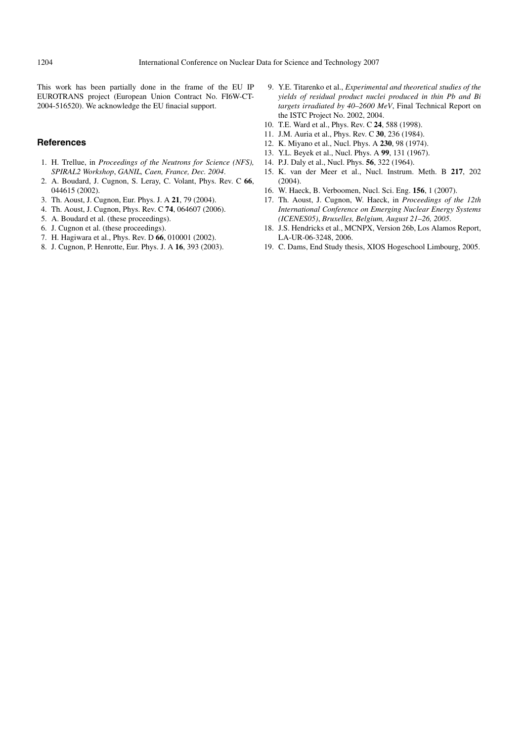This work has been partially done in the frame of the EU IP EUROTRANS project (European Union Contract No. FI6W-CT-2004-516520). We acknowledge the EU finacial support.

## References

1. H. Trellue, in *Proceedings of the Neutrons for Science (NFS), SPIRAL2 Workshop*, *GANIL, Caen, France, Dec. 2004*.
2. A. Boudard, J. Cugnon, S. Leray, C. Volant, Phys. Rev. C **66**, 044615 (2002).
3. Th. Aoust, J. Cugnon, Eur. Phys. J. A **21**, 79 (2004).
4. Th. Aoust, J. Cugnon, Phys. Rev. C **74**, 064607 (2006).
5. A. Boudard et al. (these proceedings).
6. J. Cugnon et al. (these proceedings).
7. H. Hagiwara et al., Phys. Rev. D **66**, 010001 (2002).
8. J. Cugnon, P. Henrotte, Eur. Phys. J. A **16**, 393 (2003).
9. Y.E. Titarenko et al., *Experimental and theoretical studies of the yields of residual product nuclei produced in thin Pb and Bi targets irradiated by 40–2600 MeV*, Final Technical Report on the ISTC Project No. 2002, 2004.
10. T.E. Ward et al., Phys. Rev. C **24**, 588 (1998).
11. J.M. Auria et al., Phys. Rev. C **30**, 236 (1984).
12. K. Miyano et al., Nucl. Phys. A **230**, 98 (1974).
13. Y.L. Beyek et al., Nucl. Phys. A **99**, 131 (1967).
14. P.J. Daly et al., Nucl. Phys. **56**, 322 (1964).
15. K. van der Meer et al., Nucl. Instrum. Meth. B **217**, 202 (2004).
16. W. Haeck, B. Verboomen, Nucl. Sci. Eng. **156**, 1 (2007).
17. Th. Aoust, J. Cugnon, W. Haeck, in *Proceedings of the 12th International Conference on Emerging Nuclear Energy Systems (ICENES05)*, *Bruxelles, Belgium, August 21–26, 2005*.
18. J.S. Hendricks et al., MCNPX, Version 26b, Los Alamos Report, LA-UR-06-3248, 2006.
19. C. Dams, End Study thesis, XIOS Hogeschool Limbourg, 2005.